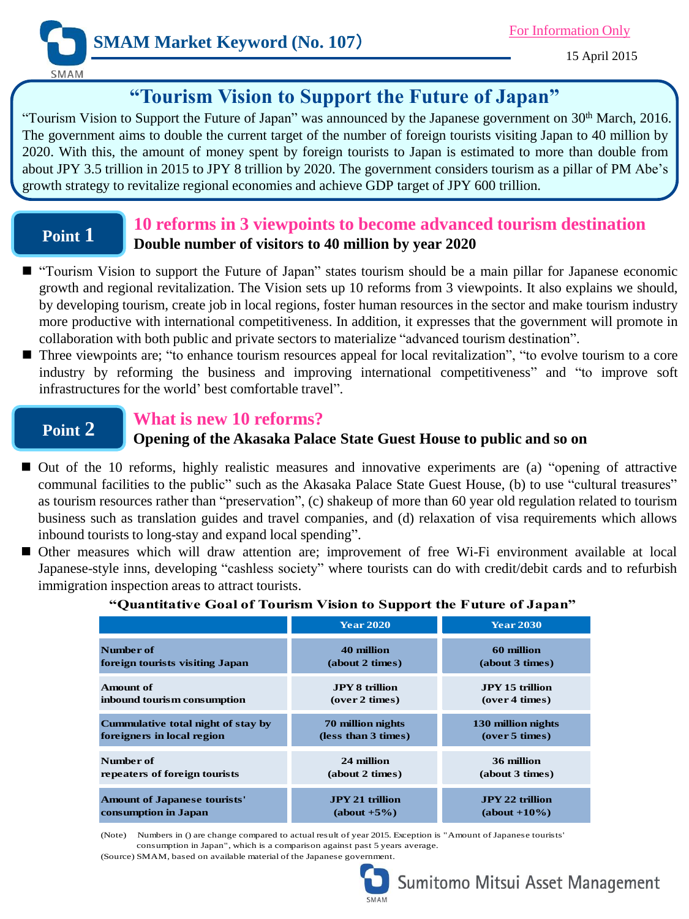SMAM Market Keyword (No. 107)

For Information Only

15 April 2015

# "Tourism Vision to Support the Future of Japan"

"Tourism Vision to Support the Future of Japan" was announced by the Japanese government on 30th March, 2016. The government aims to double the current target of the number of foreign tourists visiting Japan to 40 million by 2020. With this, the amount of money spent by foreign tourists to Japan is estimated to more than double from about JPY 3.5 trillion in 2015 to JPY 8 trillion by 2020. The government considers tourism as a pillar of PM Abe's growth strategy to revitalize regional economies and achieve GDP target of JPY 600 trillion.

## Point 1

### 10 reforms in 3 viewpoints to become advanced tourism destination

**Double number of visitors to 40 million by year 2020**

- "Tourism Vision to support the Future of Japan" states tourism should be a main pillar for Japanese economic growth and regional revitalization. The Vision sets up 10 reforms from 3 viewpoints. It also explains we should, by developing tourism, create job in local regions, foster human resources in the sector and make tourism industry more productive with international competitiveness. In addition, it expresses that the government will promote in collaboration with both public and private sectors to materialize "advanced tourism destination".
- Three viewpoints are; "to enhance tourism resources appeal for local revitalization", "to evolve tourism to a core industry by reforming the business and improving international competitiveness" and "to improve soft infrastructures for the world' best comfortable travel".

## Point 2

### What is new 10 reforms?

**Opening of the Akasaka Palace State Guest House to public and so on**

- Out of the 10 reforms, highly realistic measures and innovative experiments are (a) "opening of attractive communal facilities to the public" such as the Akasaka Palace State Guest House, (b) to use "cultural treasures" as tourism resources rather than "preservation", (c) shakeup of more than 60 year old regulation related to tourism business such as translation guides and travel companies, and (d) relaxation of visa requirements which allows inbound tourists to long-stay and expand local spending".
- Other measures which will draw attention are; improvement of free Wi-Fi environment available at local Japanese-style inns, developing "cashless society" where tourists can do with credit/debit cards and to refurbish immigration inspection areas to attract tourists.

**"Quantitative Goal of Tourism Vision to Support the Future of Japan"**

| | Year 2020 | Year 2030 |
|---|---|---|
| Number of foreign tourists visiting Japan | 40 million (about 2 times) | 60 million (about 3 times) |
| Amount of inbound tourism consumption | JPY 8 trillion (over 2 times) | JPY 15 trillion (over 4 times) |
| Cummulative total night of stay by foreigners in local region | 70 million nights (less than 3 times) | 130 million nights (over 5 times) |
| Number of repeaters of foreign tourists | 24 million (about 2 times) | 36 million (about 3 times) |
| Amount of Japanese tourists' consumption in Japan | JPY 21 trillion (about +5%) | JPY 22 trillion (about +10%) |

(Note) Numbers in () are change compared to actual result of year 2015. Exception is "Amount of Japanese tourists' consumption in Japan", which is a comparison against past 5 years average.

(Source) SMAM, based on available material of the Japanese government.

Sumitomo Mitsui Asset Management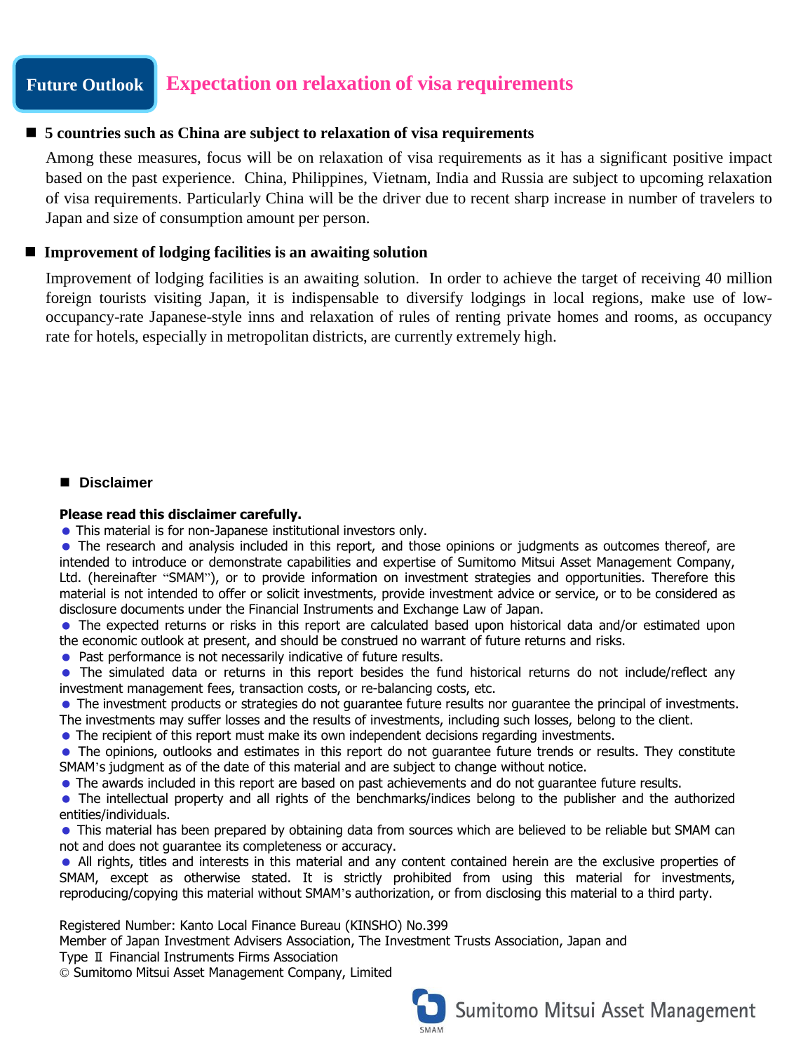## Future Outlook Expectation on relaxation of visa requirements

### 5 countries such as China are subject to relaxation of visa requirements

Among these measures, focus will be on relaxation of visa requirements as it has a significant positive impact based on the past experience. China, Philippines, Vietnam, India and Russia are subject to upcoming relaxation of visa requirements. Particularly China will be the driver due to recent sharp increase in number of travelers to Japan and size of consumption amount per person.

### Improvement of lodging facilities is an awaiting solution

Improvement of lodging facilities is an awaiting solution. In order to achieve the target of receiving 40 million foreign tourists visiting Japan, it is indispensable to diversify lodgings in local regions, make use of low-occupancy-rate Japanese-style inns and relaxation of rules of renting private homes and rooms, as occupancy rate for hotels, especially in metropolitan districts, are currently extremely high.

### Disclaimer

**Please read this disclaimer carefully.**

- This material is for non-Japanese institutional investors only.
- The research and analysis included in this report, and those opinions or judgments as outcomes thereof, are intended to introduce or demonstrate capabilities and expertise of Sumitomo Mitsui Asset Management Company, Ltd. (hereinafter "SMAM"), or to provide information on investment strategies and opportunities. Therefore this material is not intended to offer or solicit investments, provide investment advice or service, or to be considered as disclosure documents under the Financial Instruments and Exchange Law of Japan.
- The expected returns or risks in this report are calculated based upon historical data and/or estimated upon the economic outlook at present, and should be construed no warrant of future returns and risks.
- Past performance is not necessarily indicative of future results.
- The simulated data or returns in this report besides the fund historical returns do not include/reflect any investment management fees, transaction costs, or re-balancing costs, etc.
- The investment products or strategies do not guarantee future results nor guarantee the principal of investments. The investments may suffer losses and the results of investments, including such losses, belong to the client.
- The recipient of this report must make its own independent decisions regarding investments.
- The opinions, outlooks and estimates in this report do not guarantee future trends or results. They constitute SMAM's judgment as of the date of this material and are subject to change without notice.
- The awards included in this report are based on past achievements and do not guarantee future results.
- The intellectual property and all rights of the benchmarks/indices belong to the publisher and the authorized entities/individuals.
- This material has been prepared by obtaining data from sources which are believed to be reliable but SMAM can not and does not guarantee its completeness or accuracy.
- All rights, titles and interests in this material and any content contained herein are the exclusive properties of SMAM, except as otherwise stated. It is strictly prohibited from using this material for investments, reproducing/copying this material without SMAM's authorization, or from disclosing this material to a third party.

Registered Number: Kanto Local Finance Bureau (KINSHO) No.399
Member of Japan Investment Advisers Association, The Investment Trusts Association, Japan and Type Ⅱ Financial Instruments Firms Association
© Sumitomo Mitsui Asset Management Company, Limited

SMAM Sumitomo Mitsui Asset Management